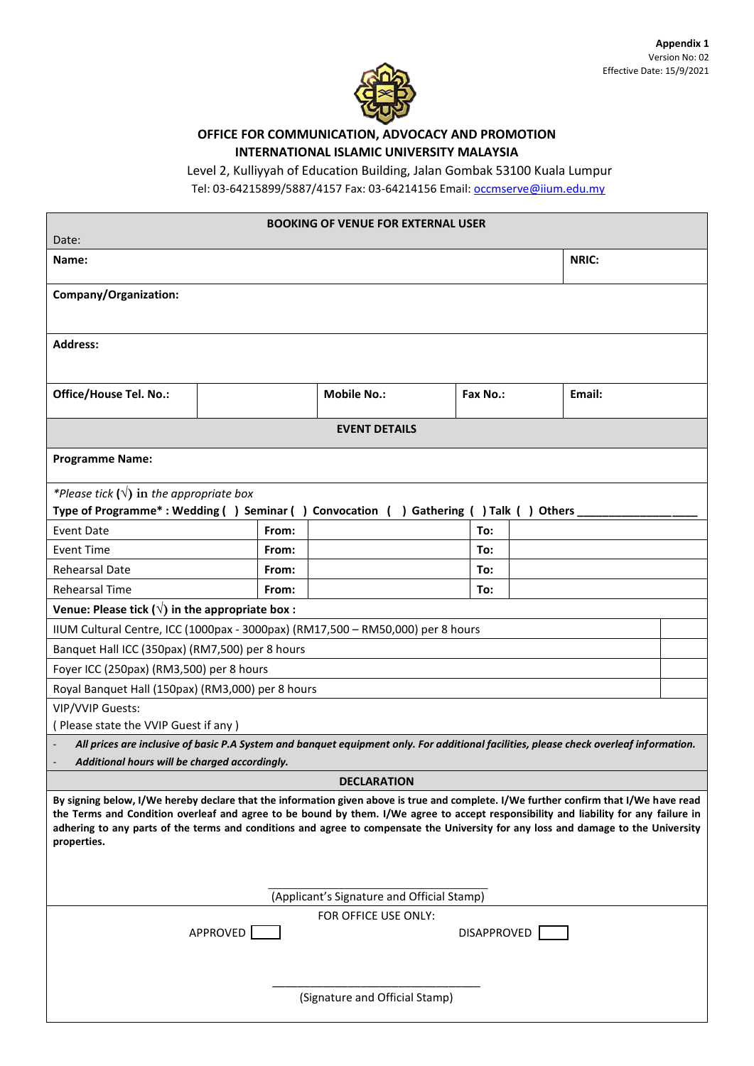**Appendix 1**
Version No: 02
Effective Date: 15/9/2021

**OFFICE FOR COMMUNICATION, ADVOCACY AND PROMOTION**
**INTERNATIONAL ISLAMIC UNIVERSITY MALAYSIA**

Level 2, Kulliyyah of Education Building, Jalan Gombak 53100 Kuala Lumpur
Tel: 03-64215899/5887/4157 Fax: 03-64214156 Email: occmserve@iium.edu.my

| **BOOKING OF VENUE FOR EXTERNAL USER** | | | | | | |
|---|---|---|---|---|---|---|
| Date: | | | | | | |
| **Name:** | | | | | **NRIC:** | |
| **Company/Organization:** | | | | | | |
| **Address:** | | | | | | |
| **Office/House Tel. No.:** | | **Mobile No.:** | | **Fax No.:** | | **Email:** |

| **EVENT DETAILS** | | | | |
|---|---|---|---|---|
| **Programme Name:** | | | | |
| *\*Please tick (√) in the appropriate box* **Type of Programme\* : Wedding ( ) Seminar ( ) Convocation ( ) Gathering ( ) Talk ( ) Others \_\_\_\_\_\_\_\_\_\_\_\_\_\_\_\_\_\_\_\_** | | | | |
| Event Date | **From:** | | **To:** | |
| Event Time | **From:** | | **To:** | |
| Rehearsal Date | **From:** | | **To:** | |
| Rehearsal Time | **From:** | | **To:** | |

| **Venue: Please tick (√) in the appropriate box :** | |
|---|---|
| IIUM Cultural Centre, ICC (1000pax - 3000pax) (RM17,500 – RM50,000) per 8 hours | |
| Banquet Hall ICC (350pax) (RM7,500) per 8 hours | |
| Foyer ICC (250pax) (RM3,500) per 8 hours | |
| Royal Banquet Hall (150pax) (RM3,000) per 8 hours | |
| VIP/VVIP Guests: ( Please state the VVIP Guest if any ) | |

- ***All prices are inclusive of basic P.A System and banquet equipment only. For additional facilities, please check overleaf information.***
- ***Additional hours will be charged accordingly.***

**DECLARATION**

**By signing below, I/We hereby declare that the information given above is true and complete. I/We further confirm that I/We have read the Terms and Condition overleaf and agree to be bound by them. I/We agree to accept responsibility and liability for any failure in adhering to any parts of the terms and conditions and agree to compensate the University for any loss and damage to the University properties.**

\_\_\_\_\_\_\_\_\_\_\_\_\_\_\_\_\_\_\_\_\_\_\_\_\_\_\_\_\_\_\_\_\_\_\_\_
(Applicant's Signature and Official Stamp)

FOR OFFICE USE ONLY:

APPROVED [ ] DISAPPROVED [ ]

\_\_\_\_\_\_\_\_\_\_\_\_\_\_\_\_\_\_\_\_\_\_\_\_\_\_\_\_\_\_\_\_\_\_\_\_
(Signature and Official Stamp)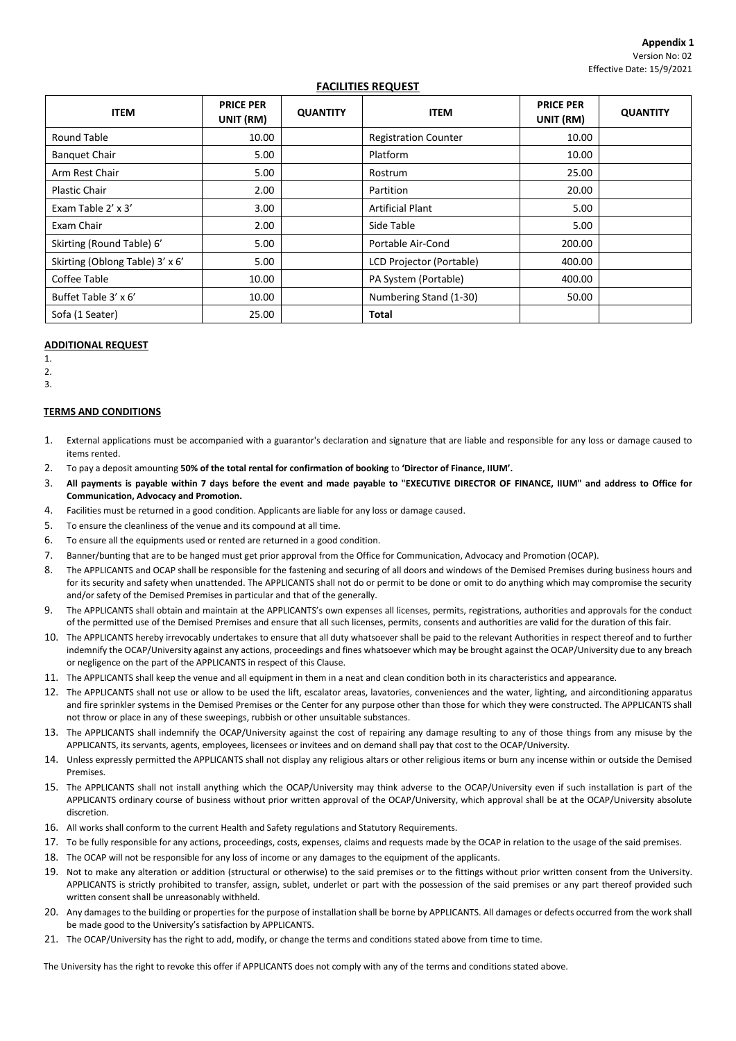**Appendix 1**
Version No: 02
Effective Date: 15/9/2021

## FACILITIES REQUEST

| ITEM | PRICE PER UNIT (RM) | QUANTITY | ITEM | PRICE PER UNIT (RM) | QUANTITY |
|---|---|---|---|---|---|
| Round Table | 10.00 | | Registration Counter | 10.00 | |
| Banquet Chair | 5.00 | | Platform | 10.00 | |
| Arm Rest Chair | 5.00 | | Rostrum | 25.00 | |
| Plastic Chair | 2.00 | | Partition | 20.00 | |
| Exam Table 2' x 3' | 3.00 | | Artificial Plant | 5.00 | |
| Exam Chair | 2.00 | | Side Table | 5.00 | |
| Skirting (Round Table) 6' | 5.00 | | Portable Air-Cond | 200.00 | |
| Skirting (Oblong Table) 3' x 6' | 5.00 | | LCD Projector (Portable) | 400.00 | |
| Coffee Table | 10.00 | | PA System (Portable) | 400.00 | |
| Buffet Table 3' x 6' | 10.00 | | Numbering Stand (1-30) | 50.00 | |
| Sofa (1 Seater) | 25.00 | | **Total** | | |

### ADDITIONAL REQUEST

1.
2.
3.

### TERMS AND CONDITIONS

1. External applications must be accompanied with a guarantor's declaration and signature that are liable and responsible for any loss or damage caused to items rented.
2. To pay a deposit amounting **50% of the total rental for confirmation of booking** to **'Director of Finance, IIUM'.**
3. **All payments is payable within 7 days before the event and made payable to "EXECUTIVE DIRECTOR OF FINANCE, IIUM" and address to Office for Communication, Advocacy and Promotion.**
4. Facilities must be returned in a good condition. Applicants are liable for any loss or damage caused.
5. To ensure the cleanliness of the venue and its compound at all time.
6. To ensure all the equipments used or rented are returned in a good condition.
7. Banner/bunting that are to be hanged must get prior approval from the Office for Communication, Advocacy and Promotion (OCAP).
8. The APPLICANTS and OCAP shall be responsible for the fastening and securing of all doors and windows of the Demised Premises during business hours and for its security and safety when unattended. The APPLICANTS shall not do or permit to be done or omit to do anything which may compromise the security and/or safety of the Demised Premises in particular and that of the generally.
9. The APPLICANTS shall obtain and maintain at the APPLICANTS's own expenses all licenses, permits, registrations, authorities and approvals for the conduct of the permitted use of the Demised Premises and ensure that all such licenses, permits, consents and authorities are valid for the duration of this fair.
10. The APPLICANTS hereby irrevocably undertakes to ensure that all duty whatsoever shall be paid to the relevant Authorities in respect thereof and to further indemnify the OCAP/University against any actions, proceedings and fines whatsoever which may be brought against the OCAP/University due to any breach or negligence on the part of the APPLICANTS in respect of this Clause.
11. The APPLICANTS shall keep the venue and all equipment in them in a neat and clean condition both in its characteristics and appearance.
12. The APPLICANTS shall not use or allow to be used the lift, escalator areas, lavatories, conveniences and the water, lighting, and airconditioning apparatus and fire sprinkler systems in the Demised Premises or the Center for any purpose other than those for which they were constructed. The APPLICANTS shall not throw or place in any of these sweepings, rubbish or other unsuitable substances.
13. The APPLICANTS shall indemnify the OCAP/University against the cost of repairing any damage resulting to any of those things from any misuse by the APPLICANTS, its servants, agents, employees, licensees or invitees and on demand shall pay that cost to the OCAP/University.
14. Unless expressly permitted the APPLICANTS shall not display any religious altars or other religious items or burn any incense within or outside the Demised Premises.
15. The APPLICANTS shall not install anything which the OCAP/University may think adverse to the OCAP/University even if such installation is part of the APPLICANTS ordinary course of business without prior written approval of the OCAP/University, which approval shall be at the OCAP/University absolute discretion.
16. All works shall conform to the current Health and Safety regulations and Statutory Requirements.
17. To be fully responsible for any actions, proceedings, costs, expenses, claims and requests made by the OCAP in relation to the usage of the said premises.
18. The OCAP will not be responsible for any loss of income or any damages to the equipment of the applicants.
19. Not to make any alteration or addition (structural or otherwise) to the said premises or to the fittings without prior written consent from the University. APPLICANTS is strictly prohibited to transfer, assign, sublet, underlet or part with the possession of the said premises or any part thereof provided such written consent shall be unreasonably withheld.
20. Any damages to the building or properties for the purpose of installation shall be borne by APPLICANTS. All damages or defects occurred from the work shall be made good to the University's satisfaction by APPLICANTS.
21. The OCAP/University has the right to add, modify, or change the terms and conditions stated above from time to time.

The University has the right to revoke this offer if APPLICANTS does not comply with any of the terms and conditions stated above.